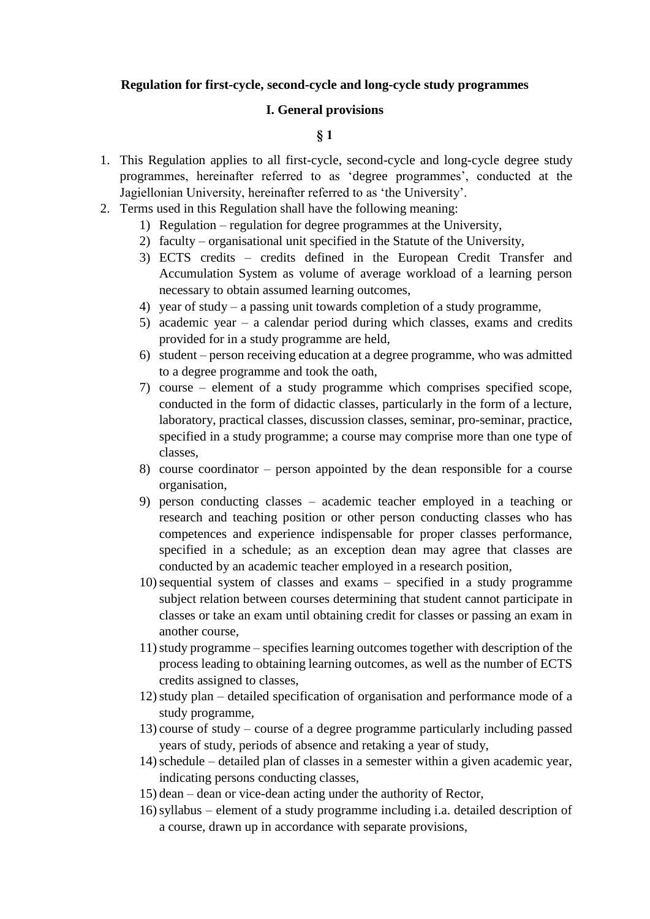**Regulation for first-cycle, second-cycle and long-cycle study programmes**

**I. General provisions**

**§ 1**

1. This Regulation applies to all first-cycle, second-cycle and long-cycle degree study programmes, hereinafter referred to as 'degree programmes', conducted at the Jagiellonian University, hereinafter referred to as 'the University'.
2. Terms used in this Regulation shall have the following meaning:
   1) Regulation – regulation for degree programmes at the University,
   2) faculty – organisational unit specified in the Statute of the University,
   3) ECTS credits – credits defined in the European Credit Transfer and Accumulation System as volume of average workload of a learning person necessary to obtain assumed learning outcomes,
   4) year of study – a passing unit towards completion of a study programme,
   5) academic year – a calendar period during which classes, exams and credits provided for in a study programme are held,
   6) student – person receiving education at a degree programme, who was admitted to a degree programme and took the oath,
   7) course – element of a study programme which comprises specified scope, conducted in the form of didactic classes, particularly in the form of a lecture, laboratory, practical classes, discussion classes, seminar, pro-seminar, practice, specified in a study programme; a course may comprise more than one type of classes,
   8) course coordinator – person appointed by the dean responsible for a course organisation,
   9) person conducting classes – academic teacher employed in a teaching or research and teaching position or other person conducting classes who has competences and experience indispensable for proper classes performance, specified in a schedule; as an exception dean may agree that classes are conducted by an academic teacher employed in a research position,
   10) sequential system of classes and exams – specified in a study programme subject relation between courses determining that student cannot participate in classes or take an exam until obtaining credit for classes or passing an exam in another course,
   11) study programme – specifies learning outcomes together with description of the process leading to obtaining learning outcomes, as well as the number of ECTS credits assigned to classes,
   12) study plan – detailed specification of organisation and performance mode of a study programme,
   13) course of study – course of a degree programme particularly including passed years of study, periods of absence and retaking a year of study,
   14) schedule – detailed plan of classes in a semester within a given academic year, indicating persons conducting classes,
   15) dean – dean or vice-dean acting under the authority of Rector,
   16) syllabus – element of a study programme including i.a. detailed description of a course, drawn up in accordance with separate provisions,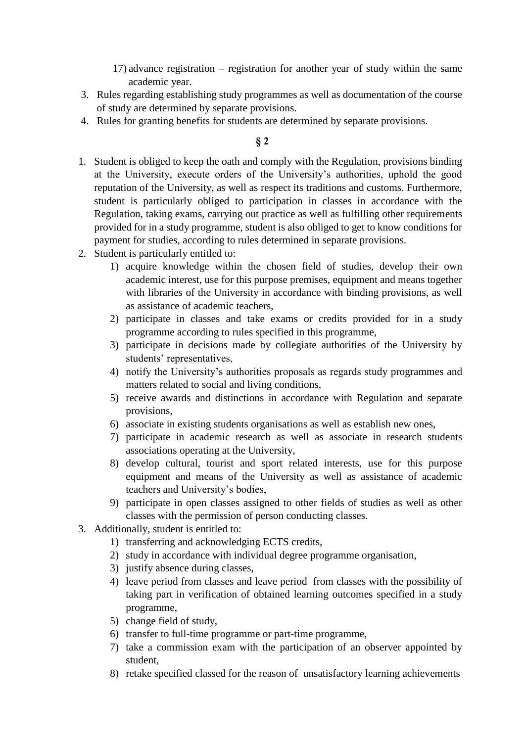17) advance registration – registration for another year of study within the same academic year.

3. Rules regarding establishing study programmes as well as documentation of the course of study are determined by separate provisions.
4. Rules for granting benefits for students are determined by separate provisions.

**§ 2**

1. Student is obliged to keep the oath and comply with the Regulation, provisions binding at the University, execute orders of the University's authorities, uphold the good reputation of the University, as well as respect its traditions and customs. Furthermore, student is particularly obliged to participation in classes in accordance with the Regulation, taking exams, carrying out practice as well as fulfilling other requirements provided for in a study programme, student is also obliged to get to know conditions for payment for studies, according to rules determined in separate provisions.
2. Student is particularly entitled to:
    1) acquire knowledge within the chosen field of studies, develop their own academic interest, use for this purpose premises, equipment and means together with libraries of the University in accordance with binding provisions, as well as assistance of academic teachers,
    2) participate in classes and take exams or credits provided for in a study programme according to rules specified in this programme,
    3) participate in decisions made by collegiate authorities of the University by students' representatives,
    4) notify the University's authorities proposals as regards study programmes and matters related to social and living conditions,
    5) receive awards and distinctions in accordance with Regulation and separate provisions,
    6) associate in existing students organisations as well as establish new ones,
    7) participate in academic research as well as associate in research students associations operating at the University,
    8) develop cultural, tourist and sport related interests, use for this purpose equipment and means of the University as well as assistance of academic teachers and University's bodies,
    9) participate in open classes assigned to other fields of studies as well as other classes with the permission of person conducting classes.
3. Additionally, student is entitled to:
    1) transferring and acknowledging ECTS credits,
    2) study in accordance with individual degree programme organisation,
    3) justify absence during classes,
    4) leave period from classes and leave period from classes with the possibility of taking part in verification of obtained learning outcomes specified in a study programme,
    5) change field of study,
    6) transfer to full-time programme or part-time programme,
    7) take a commission exam with the participation of an observer appointed by student,
    8) retake specified classed for the reason of unsatisfactory learning achievements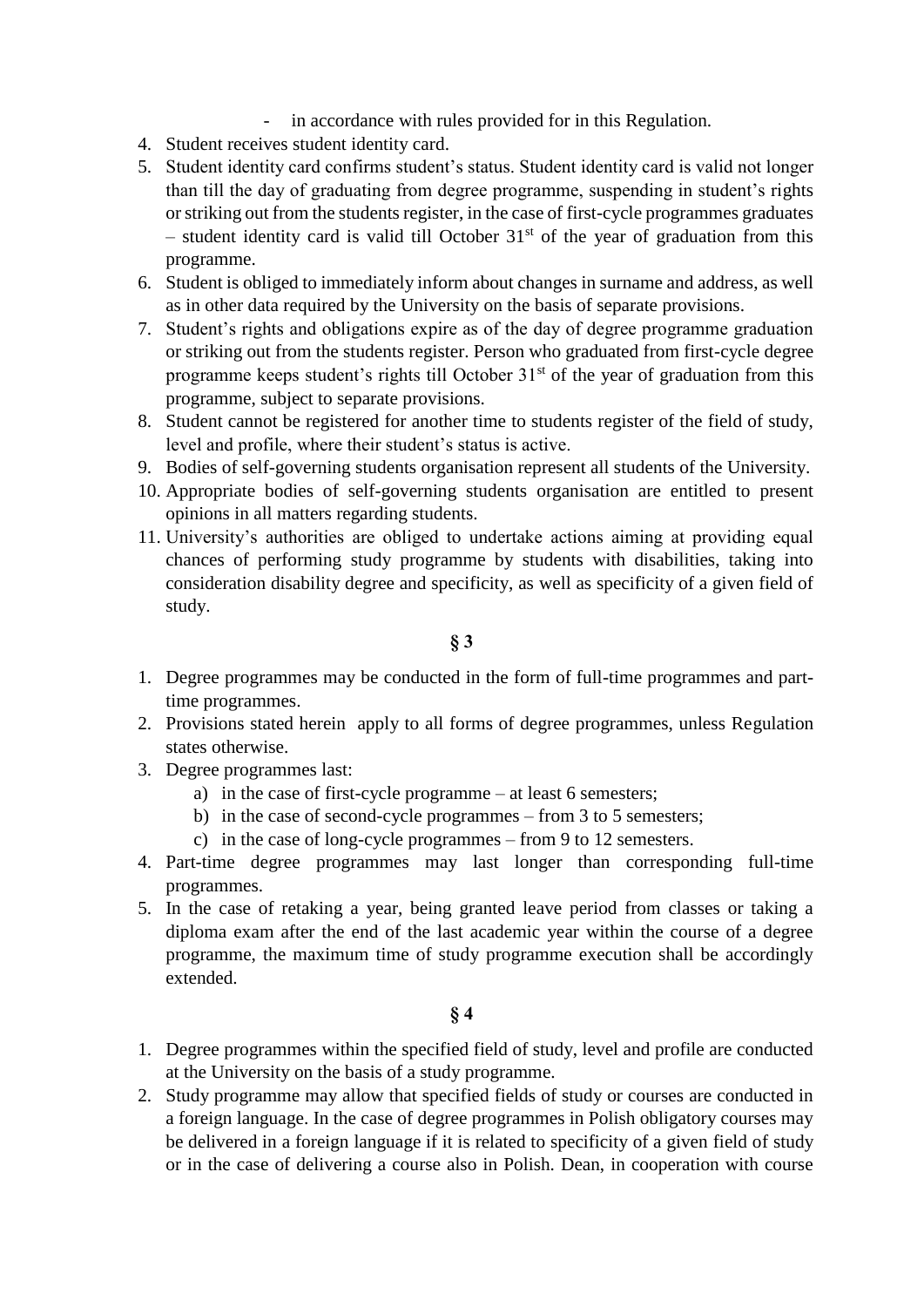- in accordance with rules provided for in this Regulation.

4. Student receives student identity card.
5. Student identity card confirms student's status. Student identity card is valid not longer than till the day of graduating from degree programme, suspending in student's rights or striking out from the students register, in the case of first-cycle programmes graduates – student identity card is valid till October 31st of the year of graduation from this programme.
6. Student is obliged to immediately inform about changes in surname and address, as well as in other data required by the University on the basis of separate provisions.
7. Student's rights and obligations expire as of the day of degree programme graduation or striking out from the students register. Person who graduated from first-cycle degree programme keeps student's rights till October 31st of the year of graduation from this programme, subject to separate provisions.
8. Student cannot be registered for another time to students register of the field of study, level and profile, where their student's status is active.
9. Bodies of self-governing students organisation represent all students of the University.
10. Appropriate bodies of self-governing students organisation are entitled to present opinions in all matters regarding students.
11. University's authorities are obliged to undertake actions aiming at providing equal chances of performing study programme by students with disabilities, taking into consideration disability degree and specificity, as well as specificity of a given field of study.

**§ 3**

1. Degree programmes may be conducted in the form of full-time programmes and part-time programmes.
2. Provisions stated herein apply to all forms of degree programmes, unless Regulation states otherwise.
3. Degree programmes last:
   a) in the case of first-cycle programme – at least 6 semesters;
   b) in the case of second-cycle programmes – from 3 to 5 semesters;
   c) in the case of long-cycle programmes – from 9 to 12 semesters.
4. Part-time degree programmes may last longer than corresponding full-time programmes.
5. In the case of retaking a year, being granted leave period from classes or taking a diploma exam after the end of the last academic year within the course of a degree programme, the maximum time of study programme execution shall be accordingly extended.

**§ 4**

1. Degree programmes within the specified field of study, level and profile are conducted at the University on the basis of a study programme.
2. Study programme may allow that specified fields of study or courses are conducted in a foreign language. In the case of degree programmes in Polish obligatory courses may be delivered in a foreign language if it is related to specificity of a given field of study or in the case of delivering a course also in Polish. Dean, in cooperation with course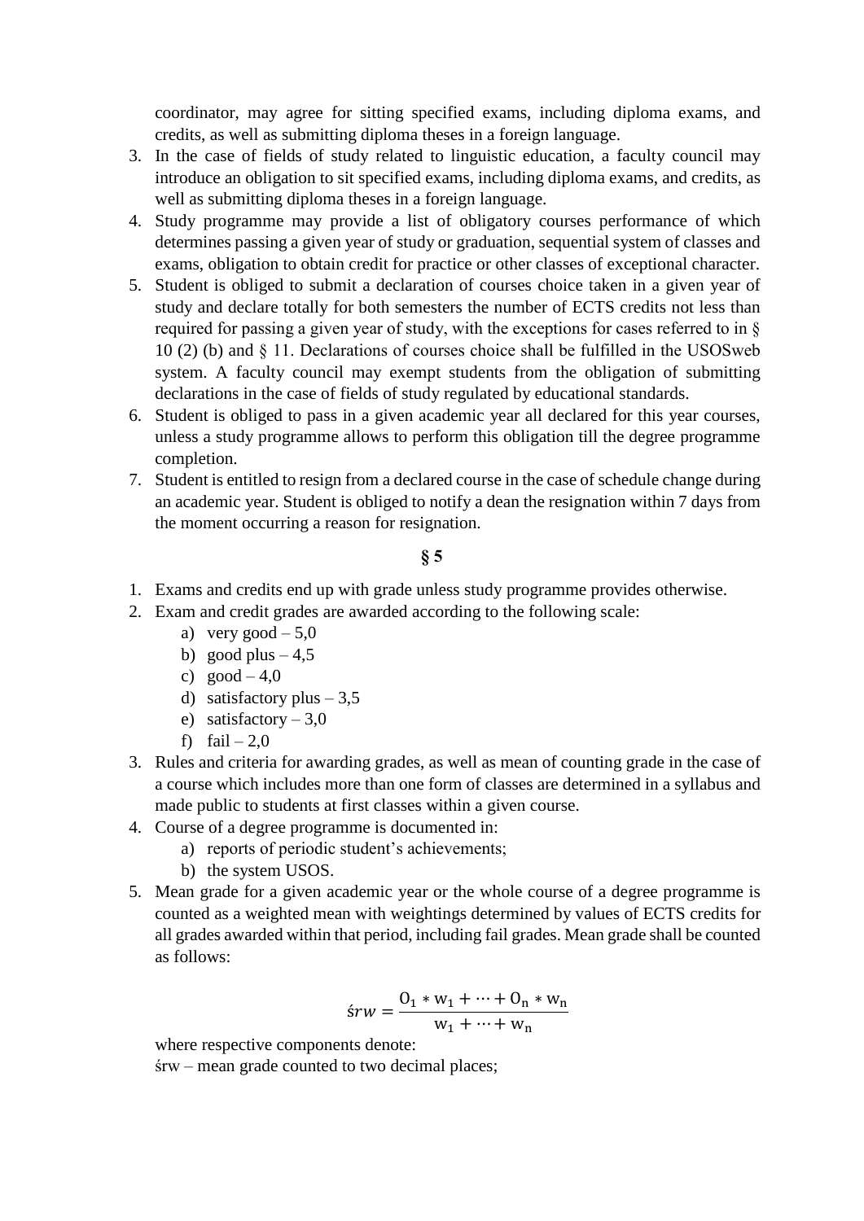coordinator, may agree for sitting specified exams, including diploma exams, and credits, as well as submitting diploma theses in a foreign language.

3. In the case of fields of study related to linguistic education, a faculty council may introduce an obligation to sit specified exams, including diploma exams, and credits, as well as submitting diploma theses in a foreign language.
4. Study programme may provide a list of obligatory courses performance of which determines passing a given year of study or graduation, sequential system of classes and exams, obligation to obtain credit for practice or other classes of exceptional character.
5. Student is obliged to submit a declaration of courses choice taken in a given year of study and declare totally for both semesters the number of ECTS credits not less than required for passing a given year of study, with the exceptions for cases referred to in § 10 (2) (b) and § 11. Declarations of courses choice shall be fulfilled in the USOSweb system. A faculty council may exempt students from the obligation of submitting declarations in the case of fields of study regulated by educational standards.
6. Student is obliged to pass in a given academic year all declared for this year courses, unless a study programme allows to perform this obligation till the degree programme completion.
7. Student is entitled to resign from a declared course in the case of schedule change during an academic year. Student is obliged to notify a dean the resignation within 7 days from the moment occurring a reason for resignation.

**§ 5**

1. Exams and credits end up with grade unless study programme provides otherwise.
2. Exam and credit grades are awarded according to the following scale:
   a) very good – 5,0
   b) good plus – 4,5
   c) good – 4,0
   d) satisfactory plus – 3,5
   e) satisfactory – 3,0
   f) fail – 2,0
3. Rules and criteria for awarding grades, as well as mean of counting grade in the case of a course which includes more than one form of classes are determined in a syllabus and made public to students at first classes within a given course.
4. Course of a degree programme is documented in:
   a) reports of periodic student's achievements;
   b) the system USOS.
5. Mean grade for a given academic year or the whole course of a degree programme is counted as a weighted mean with weightings determined by values of ECTS credits for all grades awarded within that period, including fail grades. Mean grade shall be counted as follows:

$$śrw = \frac{O_1 * w_1 + \cdots + O_n * w_n}{w_1 + \cdots + w_n}$$

where respective components denote:

śrw – mean grade counted to two decimal places;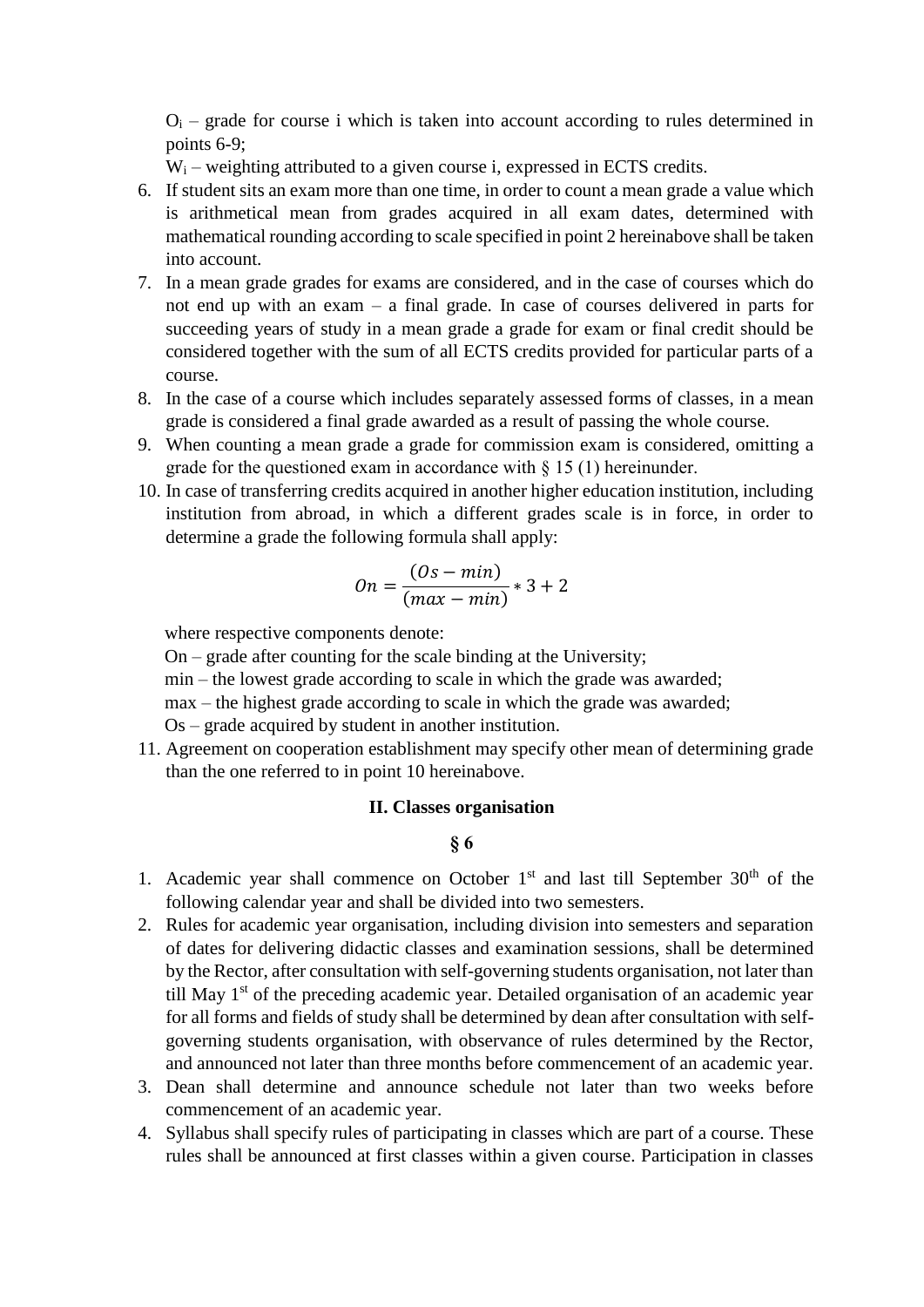$O_i$ – grade for course i which is taken into account according to rules determined in points 6-9;

$W_i$ – weighting attributed to a given course i, expressed in ECTS credits.

6. If student sits an exam more than one time, in order to count a mean grade a value which is arithmetical mean from grades acquired in all exam dates, determined with mathematical rounding according to scale specified in point 2 hereinabove shall be taken into account.
7. In a mean grade grades for exams are considered, and in the case of courses which do not end up with an exam – a final grade. In case of courses delivered in parts for succeeding years of study in a mean grade a grade for exam or final credit should be considered together with the sum of all ECTS credits provided for particular parts of a course.
8. In the case of a course which includes separately assessed forms of classes, in a mean grade is considered a final grade awarded as a result of passing the whole course.
9. When counting a mean grade a grade for commission exam is considered, omitting a grade for the questioned exam in accordance with § 15 (1) hereinunder.
10. In case of transferring credits acquired in another higher education institution, including institution from abroad, in which a different grades scale is in force, in order to determine a grade the following formula shall apply:

$$On = \frac{(Os - min)}{(max - min)} * 3 + 2$$

where respective components denote:

On – grade after counting for the scale binding at the University;

min – the lowest grade according to scale in which the grade was awarded;

max – the highest grade according to scale in which the grade was awarded;

Os – grade acquired by student in another institution.

11. Agreement on cooperation establishment may specify other mean of determining grade than the one referred to in point 10 hereinabove.

## II. Classes organisation

### § 6

1. Academic year shall commence on October 1st and last till September 30th of the following calendar year and shall be divided into two semesters.
2. Rules for academic year organisation, including division into semesters and separation of dates for delivering didactic classes and examination sessions, shall be determined by the Rector, after consultation with self-governing students organisation, not later than till May 1st of the preceding academic year. Detailed organisation of an academic year for all forms and fields of study shall be determined by dean after consultation with self-governing students organisation, with observance of rules determined by the Rector, and announced not later than three months before commencement of an academic year.
3. Dean shall determine and announce schedule not later than two weeks before commencement of an academic year.
4. Syllabus shall specify rules of participating in classes which are part of a course. These rules shall be announced at first classes within a given course. Participation in classes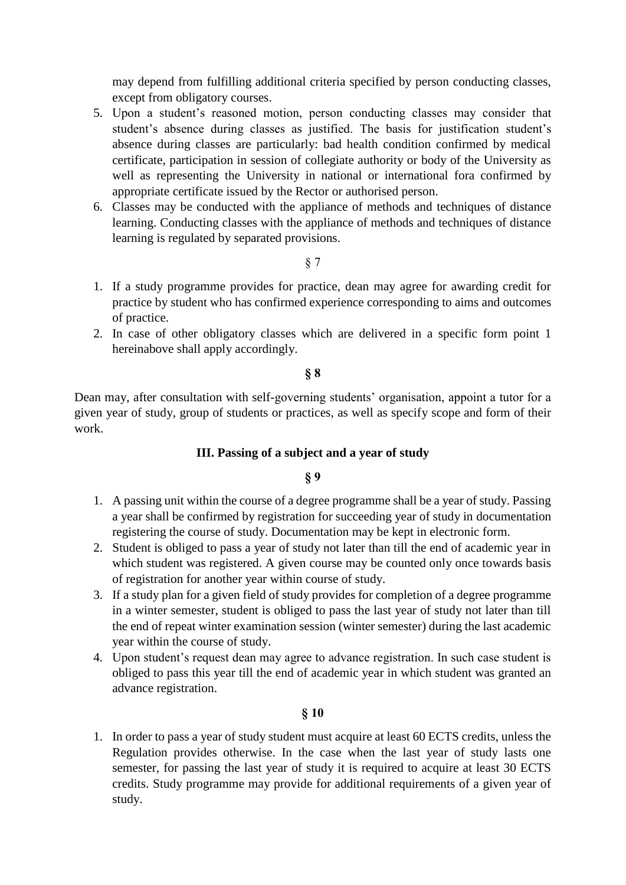may depend from fulfilling additional criteria specified by person conducting classes, except from obligatory courses.

5. Upon a student's reasoned motion, person conducting classes may consider that student's absence during classes as justified. The basis for justification student's absence during classes are particularly: bad health condition confirmed by medical certificate, participation in session of collegiate authority or body of the University as well as representing the University in national or international fora confirmed by appropriate certificate issued by the Rector or authorised person.
6. Classes may be conducted with the appliance of methods and techniques of distance learning. Conducting classes with the appliance of methods and techniques of distance learning is regulated by separated provisions.

§ 7

1. If a study programme provides for practice, dean may agree for awarding credit for practice by student who has confirmed experience corresponding to aims and outcomes of practice.
2. In case of other obligatory classes which are delivered in a specific form point 1 hereinabove shall apply accordingly.

**§ 8**

Dean may, after consultation with self-governing students' organisation, appoint a tutor for a given year of study, group of students or practices, as well as specify scope and form of their work.

## III. Passing of a subject and a year of study

**§ 9**

1. A passing unit within the course of a degree programme shall be a year of study. Passing a year shall be confirmed by registration for succeeding year of study in documentation registering the course of study. Documentation may be kept in electronic form.
2. Student is obliged to pass a year of study not later than till the end of academic year in which student was registered. A given course may be counted only once towards basis of registration for another year within course of study.
3. If a study plan for a given field of study provides for completion of a degree programme in a winter semester, student is obliged to pass the last year of study not later than till the end of repeat winter examination session (winter semester) during the last academic year within the course of study.
4. Upon student's request dean may agree to advance registration. In such case student is obliged to pass this year till the end of academic year in which student was granted an advance registration.

**§ 10**

1. In order to pass a year of study student must acquire at least 60 ECTS credits, unless the Regulation provides otherwise. In the case when the last year of study lasts one semester, for passing the last year of study it is required to acquire at least 30 ECTS credits. Study programme may provide for additional requirements of a given year of study.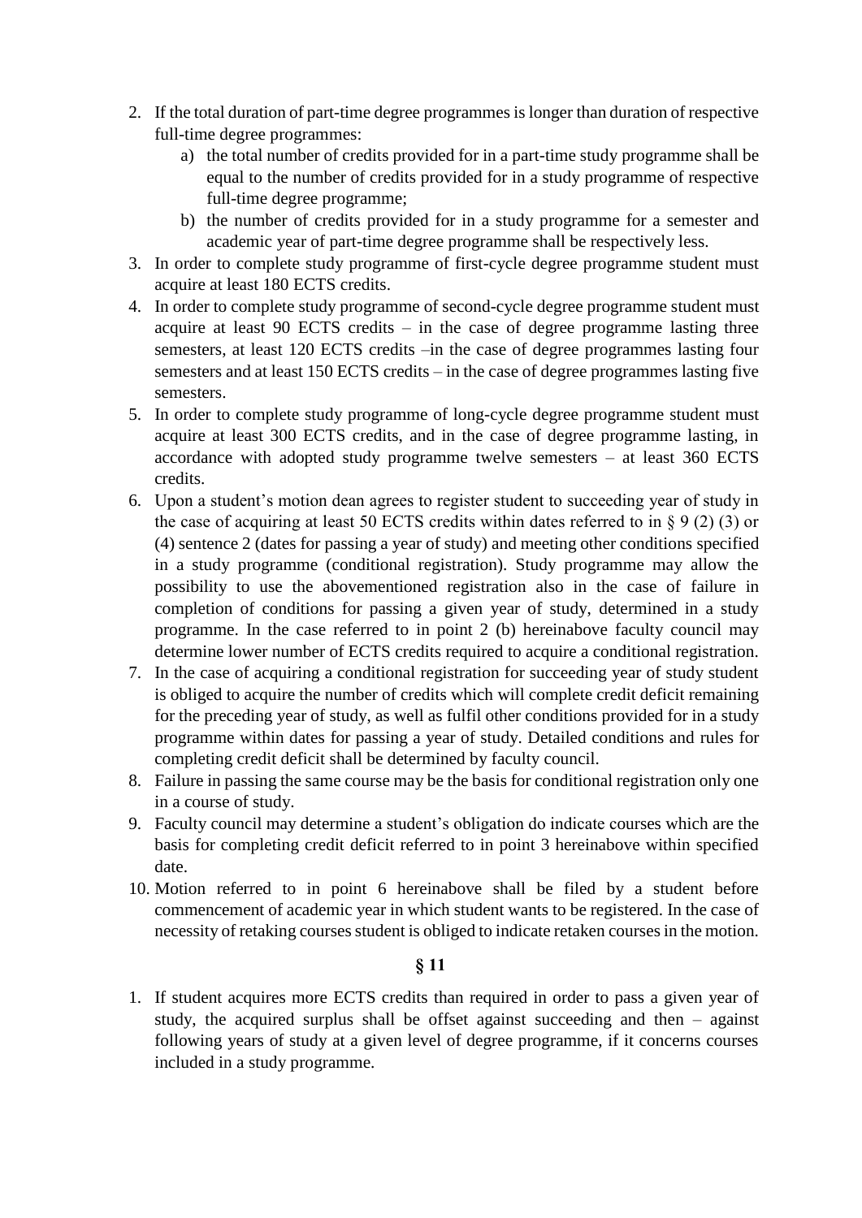2. If the total duration of part-time degree programmes is longer than duration of respective full-time degree programmes:
   a) the total number of credits provided for in a part-time study programme shall be equal to the number of credits provided for in a study programme of respective full-time degree programme;
   b) the number of credits provided for in a study programme for a semester and academic year of part-time degree programme shall be respectively less.
3. In order to complete study programme of first-cycle degree programme student must acquire at least 180 ECTS credits.
4. In order to complete study programme of second-cycle degree programme student must acquire at least 90 ECTS credits – in the case of degree programme lasting three semesters, at least 120 ECTS credits –in the case of degree programmes lasting four semesters and at least 150 ECTS credits – in the case of degree programmes lasting five semesters.
5. In order to complete study programme of long-cycle degree programme student must acquire at least 300 ECTS credits, and in the case of degree programme lasting, in accordance with adopted study programme twelve semesters – at least 360 ECTS credits.
6. Upon a student's motion dean agrees to register student to succeeding year of study in the case of acquiring at least 50 ECTS credits within dates referred to in § 9 (2) (3) or (4) sentence 2 (dates for passing a year of study) and meeting other conditions specified in a study programme (conditional registration). Study programme may allow the possibility to use the abovementioned registration also in the case of failure in completion of conditions for passing a given year of study, determined in a study programme. In the case referred to in point 2 (b) hereinabove faculty council may determine lower number of ECTS credits required to acquire a conditional registration.
7. In the case of acquiring a conditional registration for succeeding year of study student is obliged to acquire the number of credits which will complete credit deficit remaining for the preceding year of study, as well as fulfil other conditions provided for in a study programme within dates for passing a year of study. Detailed conditions and rules for completing credit deficit shall be determined by faculty council.
8. Failure in passing the same course may be the basis for conditional registration only one in a course of study.
9. Faculty council may determine a student's obligation do indicate courses which are the basis for completing credit deficit referred to in point 3 hereinabove within specified date.
10. Motion referred to in point 6 hereinabove shall be filed by a student before commencement of academic year in which student wants to be registered. In the case of necessity of retaking courses student is obliged to indicate retaken courses in the motion.

### § 11

1. If student acquires more ECTS credits than required in order to pass a given year of study, the acquired surplus shall be offset against succeeding and then – against following years of study at a given level of degree programme, if it concerns courses included in a study programme.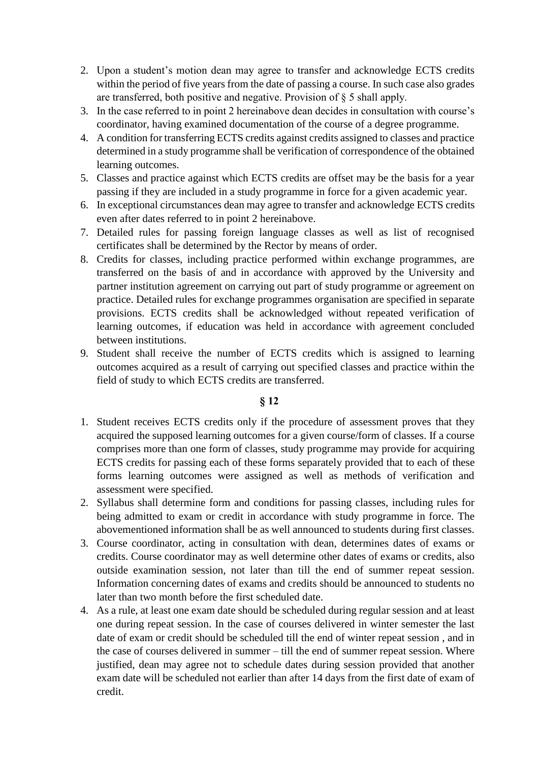2. Upon a student's motion dean may agree to transfer and acknowledge ECTS credits within the period of five years from the date of passing a course. In such case also grades are transferred, both positive and negative. Provision of § 5 shall apply.
3. In the case referred to in point 2 hereinabove dean decides in consultation with course's coordinator, having examined documentation of the course of a degree programme.
4. A condition for transferring ECTS credits against credits assigned to classes and practice determined in a study programme shall be verification of correspondence of the obtained learning outcomes.
5. Classes and practice against which ECTS credits are offset may be the basis for a year passing if they are included in a study programme in force for a given academic year.
6. In exceptional circumstances dean may agree to transfer and acknowledge ECTS credits even after dates referred to in point 2 hereinabove.
7. Detailed rules for passing foreign language classes as well as list of recognised certificates shall be determined by the Rector by means of order.
8. Credits for classes, including practice performed within exchange programmes, are transferred on the basis of and in accordance with approved by the University and partner institution agreement on carrying out part of study programme or agreement on practice. Detailed rules for exchange programmes organisation are specified in separate provisions. ECTS credits shall be acknowledged without repeated verification of learning outcomes, if education was held in accordance with agreement concluded between institutions.
9. Student shall receive the number of ECTS credits which is assigned to learning outcomes acquired as a result of carrying out specified classes and practice within the field of study to which ECTS credits are transferred.

**§ 12**

1. Student receives ECTS credits only if the procedure of assessment proves that they acquired the supposed learning outcomes for a given course/form of classes. If a course comprises more than one form of classes, study programme may provide for acquiring ECTS credits for passing each of these forms separately provided that to each of these forms learning outcomes were assigned as well as methods of verification and assessment were specified.
2. Syllabus shall determine form and conditions for passing classes, including rules for being admitted to exam or credit in accordance with study programme in force. The abovementioned information shall be as well announced to students during first classes.
3. Course coordinator, acting in consultation with dean, determines dates of exams or credits. Course coordinator may as well determine other dates of exams or credits, also outside examination session, not later than till the end of summer repeat session. Information concerning dates of exams and credits should be announced to students no later than two month before the first scheduled date.
4. As a rule, at least one exam date should be scheduled during regular session and at least one during repeat session. In the case of courses delivered in winter semester the last date of exam or credit should be scheduled till the end of winter repeat session , and in the case of courses delivered in summer – till the end of summer repeat session. Where justified, dean may agree not to schedule dates during session provided that another exam date will be scheduled not earlier than after 14 days from the first date of exam of credit.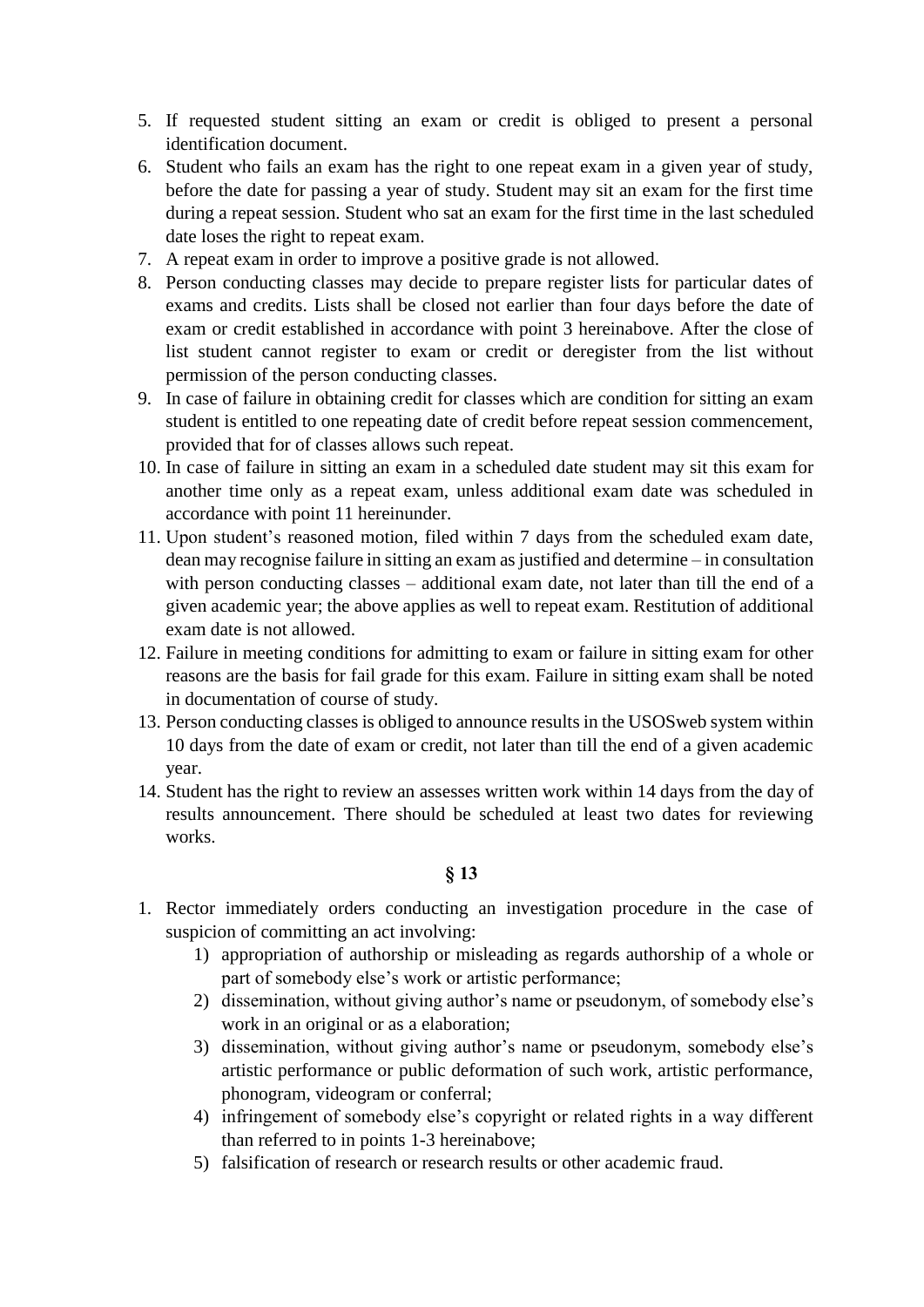5. If requested student sitting an exam or credit is obliged to present a personal identification document.
6. Student who fails an exam has the right to one repeat exam in a given year of study, before the date for passing a year of study. Student may sit an exam for the first time during a repeat session. Student who sat an exam for the first time in the last scheduled date loses the right to repeat exam.
7. A repeat exam in order to improve a positive grade is not allowed.
8. Person conducting classes may decide to prepare register lists for particular dates of exams and credits. Lists shall be closed not earlier than four days before the date of exam or credit established in accordance with point 3 hereinabove. After the close of list student cannot register to exam or credit or deregister from the list without permission of the person conducting classes.
9. In case of failure in obtaining credit for classes which are condition for sitting an exam student is entitled to one repeating date of credit before repeat session commencement, provided that for of classes allows such repeat.
10. In case of failure in sitting an exam in a scheduled date student may sit this exam for another time only as a repeat exam, unless additional exam date was scheduled in accordance with point 11 hereinunder.
11. Upon student's reasoned motion, filed within 7 days from the scheduled exam date, dean may recognise failure in sitting an exam as justified and determine – in consultation with person conducting classes – additional exam date, not later than till the end of a given academic year; the above applies as well to repeat exam. Restitution of additional exam date is not allowed.
12. Failure in meeting conditions for admitting to exam or failure in sitting exam for other reasons are the basis for fail grade for this exam. Failure in sitting exam shall be noted in documentation of course of study.
13. Person conducting classes is obliged to announce results in the USOSweb system within 10 days from the date of exam or credit, not later than till the end of a given academic year.
14. Student has the right to review an assesses written work within 14 days from the day of results announcement. There should be scheduled at least two dates for reviewing works.

**§ 13**

1. Rector immediately orders conducting an investigation procedure in the case of suspicion of committing an act involving:
   1) appropriation of authorship or misleading as regards authorship of a whole or part of somebody else's work or artistic performance;
   2) dissemination, without giving author's name or pseudonym, of somebody else's work in an original or as a elaboration;
   3) dissemination, without giving author's name or pseudonym, somebody else's artistic performance or public deformation of such work, artistic performance, phonogram, videogram or conferral;
   4) infringement of somebody else's copyright or related rights in a way different than referred to in points 1-3 hereinabove;
   5) falsification of research or research results or other academic fraud.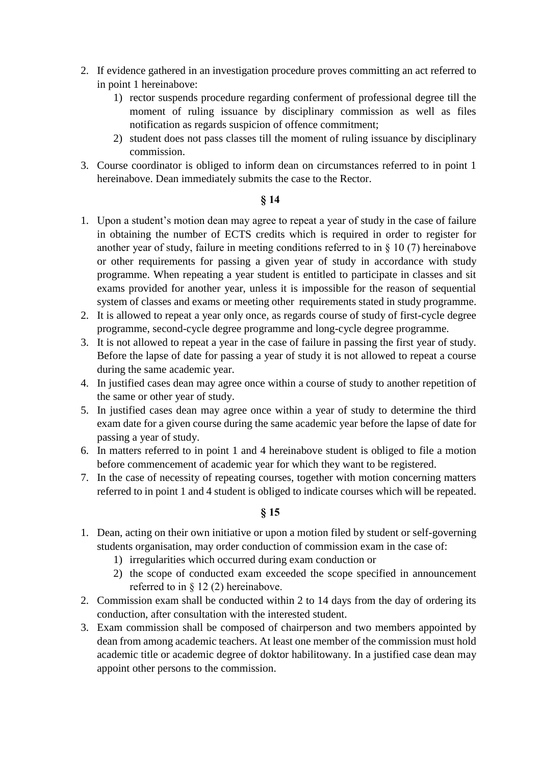2. If evidence gathered in an investigation procedure proves committing an act referred to in point 1 hereinabove:
   1) rector suspends procedure regarding conferment of professional degree till the moment of ruling issuance by disciplinary commission as well as files notification as regards suspicion of offence commitment;
   2) student does not pass classes till the moment of ruling issuance by disciplinary commission.
3. Course coordinator is obliged to inform dean on circumstances referred to in point 1 hereinabove. Dean immediately submits the case to the Rector.

## § 14

1. Upon a student's motion dean may agree to repeat a year of study in the case of failure in obtaining the number of ECTS credits which is required in order to register for another year of study, failure in meeting conditions referred to in § 10 (7) hereinabove or other requirements for passing a given year of study in accordance with study programme. When repeating a year student is entitled to participate in classes and sit exams provided for another year, unless it is impossible for the reason of sequential system of classes and exams or meeting other requirements stated in study programme.
2. It is allowed to repeat a year only once, as regards course of study of first-cycle degree programme, second-cycle degree programme and long-cycle degree programme.
3. It is not allowed to repeat a year in the case of failure in passing the first year of study. Before the lapse of date for passing a year of study it is not allowed to repeat a course during the same academic year.
4. In justified cases dean may agree once within a course of study to another repetition of the same or other year of study.
5. In justified cases dean may agree once within a year of study to determine the third exam date for a given course during the same academic year before the lapse of date for passing a year of study.
6. In matters referred to in point 1 and 4 hereinabove student is obliged to file a motion before commencement of academic year for which they want to be registered.
7. In the case of necessity of repeating courses, together with motion concerning matters referred to in point 1 and 4 student is obliged to indicate courses which will be repeated.

## § 15

1. Dean, acting on their own initiative or upon a motion filed by student or self-governing students organisation, may order conduction of commission exam in the case of:
   1) irregularities which occurred during exam conduction or
   2) the scope of conducted exam exceeded the scope specified in announcement referred to in § 12 (2) hereinabove.
2. Commission exam shall be conducted within 2 to 14 days from the day of ordering its conduction, after consultation with the interested student.
3. Exam commission shall be composed of chairperson and two members appointed by dean from among academic teachers. At least one member of the commission must hold academic title or academic degree of doktor habilitowany. In a justified case dean may appoint other persons to the commission.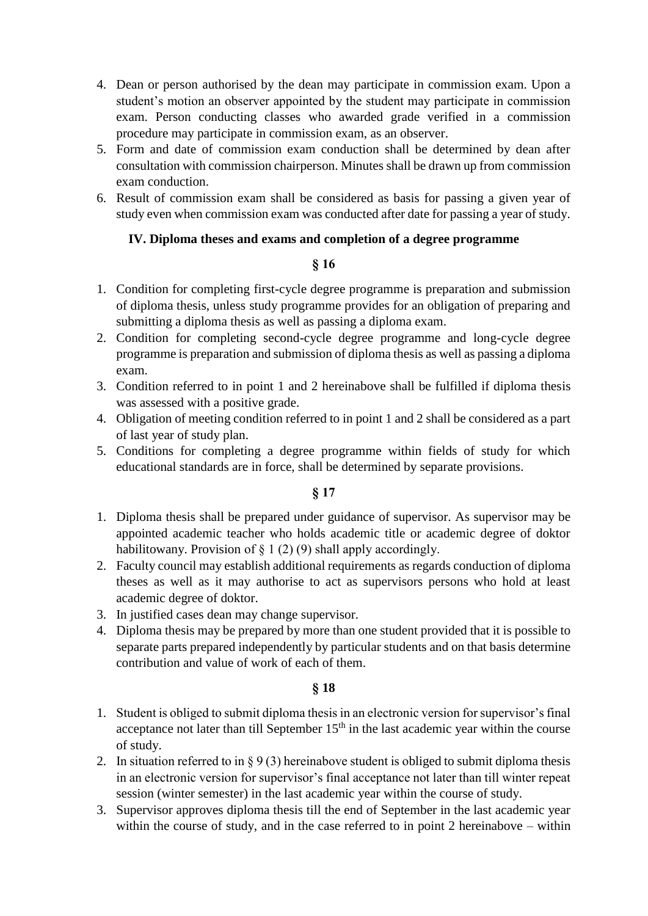4. Dean or person authorised by the dean may participate in commission exam. Upon a student's motion an observer appointed by the student may participate in commission exam. Person conducting classes who awarded grade verified in a commission procedure may participate in commission exam, as an observer.
5. Form and date of commission exam conduction shall be determined by dean after consultation with commission chairperson. Minutes shall be drawn up from commission exam conduction.
6. Result of commission exam shall be considered as basis for passing a given year of study even when commission exam was conducted after date for passing a year of study.

## IV. Diploma theses and exams and completion of a degree programme

### § 16

1. Condition for completing first-cycle degree programme is preparation and submission of diploma thesis, unless study programme provides for an obligation of preparing and submitting a diploma thesis as well as passing a diploma exam.
2. Condition for completing second-cycle degree programme and long-cycle degree programme is preparation and submission of diploma thesis as well as passing a diploma exam.
3. Condition referred to in point 1 and 2 hereinabove shall be fulfilled if diploma thesis was assessed with a positive grade.
4. Obligation of meeting condition referred to in point 1 and 2 shall be considered as a part of last year of study plan.
5. Conditions for completing a degree programme within fields of study for which educational standards are in force, shall be determined by separate provisions.

### § 17

1. Diploma thesis shall be prepared under guidance of supervisor. As supervisor may be appointed academic teacher who holds academic title or academic degree of doktor habilitowany. Provision of § 1 (2) (9) shall apply accordingly.
2. Faculty council may establish additional requirements as regards conduction of diploma theses as well as it may authorise to act as supervisors persons who hold at least academic degree of doktor.
3. In justified cases dean may change supervisor.
4. Diploma thesis may be prepared by more than one student provided that it is possible to separate parts prepared independently by particular students and on that basis determine contribution and value of work of each of them.

### § 18

1. Student is obliged to submit diploma thesis in an electronic version for supervisor's final acceptance not later than till September 15th in the last academic year within the course of study.
2. In situation referred to in § 9 (3) hereinabove student is obliged to submit diploma thesis in an electronic version for supervisor's final acceptance not later than till winter repeat session (winter semester) in the last academic year within the course of study.
3. Supervisor approves diploma thesis till the end of September in the last academic year within the course of study, and in the case referred to in point 2 hereinabove – within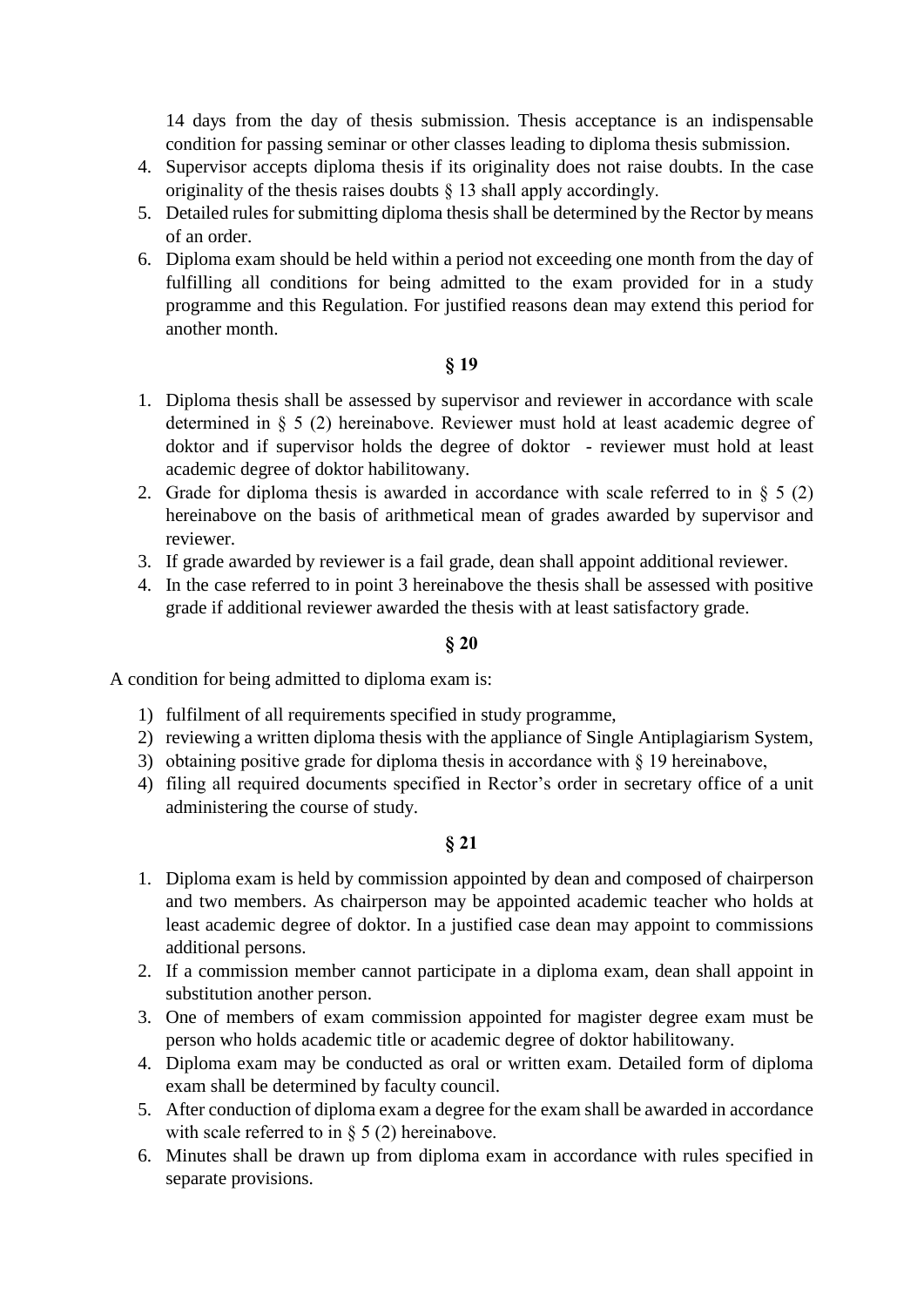14 days from the day of thesis submission. Thesis acceptance is an indispensable condition for passing seminar or other classes leading to diploma thesis submission.

4. Supervisor accepts diploma thesis if its originality does not raise doubts. In the case originality of the thesis raises doubts § 13 shall apply accordingly.
5. Detailed rules for submitting diploma thesis shall be determined by the Rector by means of an order.
6. Diploma exam should be held within a period not exceeding one month from the day of fulfilling all conditions for being admitted to the exam provided for in a study programme and this Regulation. For justified reasons dean may extend this period for another month.

**§ 19**

1. Diploma thesis shall be assessed by supervisor and reviewer in accordance with scale determined in § 5 (2) hereinabove. Reviewer must hold at least academic degree of doktor and if supervisor holds the degree of doktor - reviewer must hold at least academic degree of doktor habilitowany.
2. Grade for diploma thesis is awarded in accordance with scale referred to in § 5 (2) hereinabove on the basis of arithmetical mean of grades awarded by supervisor and reviewer.
3. If grade awarded by reviewer is a fail grade, dean shall appoint additional reviewer.
4. In the case referred to in point 3 hereinabove the thesis shall be assessed with positive grade if additional reviewer awarded the thesis with at least satisfactory grade.

**§ 20**

A condition for being admitted to diploma exam is:

1) fulfilment of all requirements specified in study programme,
2) reviewing a written diploma thesis with the appliance of Single Antiplagiarism System,
3) obtaining positive grade for diploma thesis in accordance with § 19 hereinabove,
4) filing all required documents specified in Rector's order in secretary office of a unit administering the course of study.

**§ 21**

1. Diploma exam is held by commission appointed by dean and composed of chairperson and two members. As chairperson may be appointed academic teacher who holds at least academic degree of doktor. In a justified case dean may appoint to commissions additional persons.
2. If a commission member cannot participate in a diploma exam, dean shall appoint in substitution another person.
3. One of members of exam commission appointed for magister degree exam must be person who holds academic title or academic degree of doktor habilitowany.
4. Diploma exam may be conducted as oral or written exam. Detailed form of diploma exam shall be determined by faculty council.
5. After conduction of diploma exam a degree for the exam shall be awarded in accordance with scale referred to in § 5 (2) hereinabove.
6. Minutes shall be drawn up from diploma exam in accordance with rules specified in separate provisions.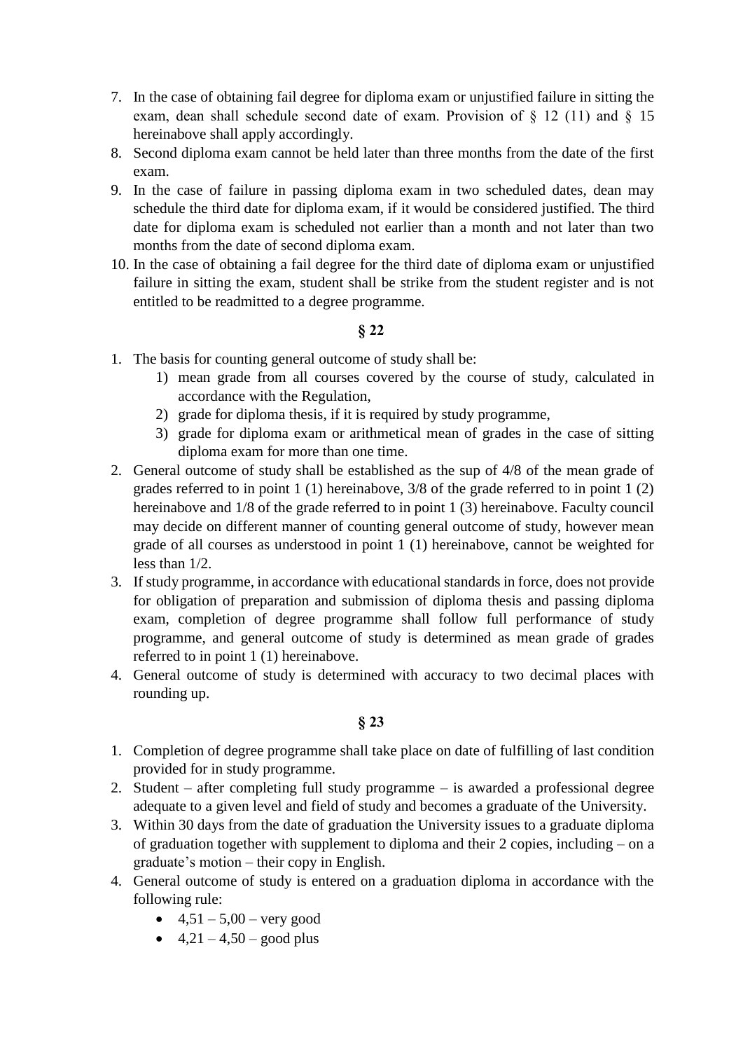7. In the case of obtaining fail degree for diploma exam or unjustified failure in sitting the exam, dean shall schedule second date of exam. Provision of § 12 (11) and § 15 hereinabove shall apply accordingly.
8. Second diploma exam cannot be held later than three months from the date of the first exam.
9. In the case of failure in passing diploma exam in two scheduled dates, dean may schedule the third date for diploma exam, if it would be considered justified. The third date for diploma exam is scheduled not earlier than a month and not later than two months from the date of second diploma exam.
10. In the case of obtaining a fail degree for the third date of diploma exam or unjustified failure in sitting the exam, student shall be strike from the student register and is not entitled to be readmitted to a degree programme.

**§ 22**

1. The basis for counting general outcome of study shall be:
   1) mean grade from all courses covered by the course of study, calculated in accordance with the Regulation,
   2) grade for diploma thesis, if it is required by study programme,
   3) grade for diploma exam or arithmetical mean of grades in the case of sitting diploma exam for more than one time.
2. General outcome of study shall be established as the sup of 4/8 of the mean grade of grades referred to in point 1 (1) hereinabove, 3/8 of the grade referred to in point 1 (2) hereinabove and 1/8 of the grade referred to in point 1 (3) hereinabove. Faculty council may decide on different manner of counting general outcome of study, however mean grade of all courses as understood in point 1 (1) hereinabove, cannot be weighted for less than 1/2.
3. If study programme, in accordance with educational standards in force, does not provide for obligation of preparation and submission of diploma thesis and passing diploma exam, completion of degree programme shall follow full performance of study programme, and general outcome of study is determined as mean grade of grades referred to in point 1 (1) hereinabove.
4. General outcome of study is determined with accuracy to two decimal places with rounding up.

**§ 23**

1. Completion of degree programme shall take place on date of fulfilling of last condition provided for in study programme.
2. Student – after completing full study programme – is awarded a professional degree adequate to a given level and field of study and becomes a graduate of the University.
3. Within 30 days from the date of graduation the University issues to a graduate diploma of graduation together with supplement to diploma and their 2 copies, including – on a graduate's motion – their copy in English.
4. General outcome of study is entered on a graduation diploma in accordance with the following rule:
   - 4,51 – 5,00 – very good
   - 4,21 – 4,50 – good plus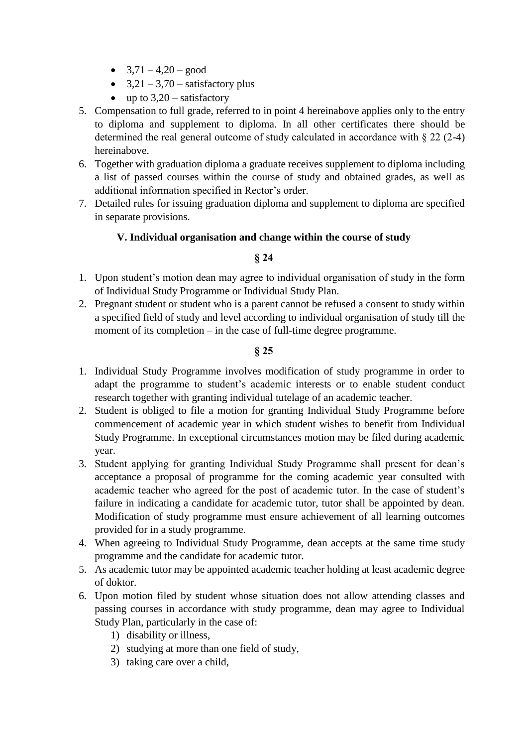- 3,71 – 4,20 – good
- 3,21 – 3,70 – satisfactory plus
- up to 3,20 – satisfactory

5. Compensation to full grade, referred to in point 4 hereinabove applies only to the entry to diploma and supplement to diploma. In all other certificates there should be determined the real general outcome of study calculated in accordance with § 22 (2-4) hereinabove.
6. Together with graduation diploma a graduate receives supplement to diploma including a list of passed courses within the course of study and obtained grades, as well as additional information specified in Rector's order.
7. Detailed rules for issuing graduation diploma and supplement to diploma are specified in separate provisions.

### V. Individual organisation and change within the course of study

### § 24

1. Upon student's motion dean may agree to individual organisation of study in the form of Individual Study Programme or Individual Study Plan.
2. Pregnant student or student who is a parent cannot be refused a consent to study within a specified field of study and level according to individual organisation of study till the moment of its completion – in the case of full-time degree programme.

### § 25

1. Individual Study Programme involves modification of study programme in order to adapt the programme to student's academic interests or to enable student conduct research together with granting individual tutelage of an academic teacher.
2. Student is obliged to file a motion for granting Individual Study Programme before commencement of academic year in which student wishes to benefit from Individual Study Programme. In exceptional circumstances motion may be filed during academic year.
3. Student applying for granting Individual Study Programme shall present for dean's acceptance a proposal of programme for the coming academic year consulted with academic teacher who agreed for the post of academic tutor. In the case of student's failure in indicating a candidate for academic tutor, tutor shall be appointed by dean. Modification of study programme must ensure achievement of all learning outcomes provided for in a study programme.
4. When agreeing to Individual Study Programme, dean accepts at the same time study programme and the candidate for academic tutor.
5. As academic tutor may be appointed academic teacher holding at least academic degree of doktor.
6. Upon motion filed by student whose situation does not allow attending classes and passing courses in accordance with study programme, dean may agree to Individual Study Plan, particularly in the case of:
   1) disability or illness,
   2) studying at more than one field of study,
   3) taking care over a child,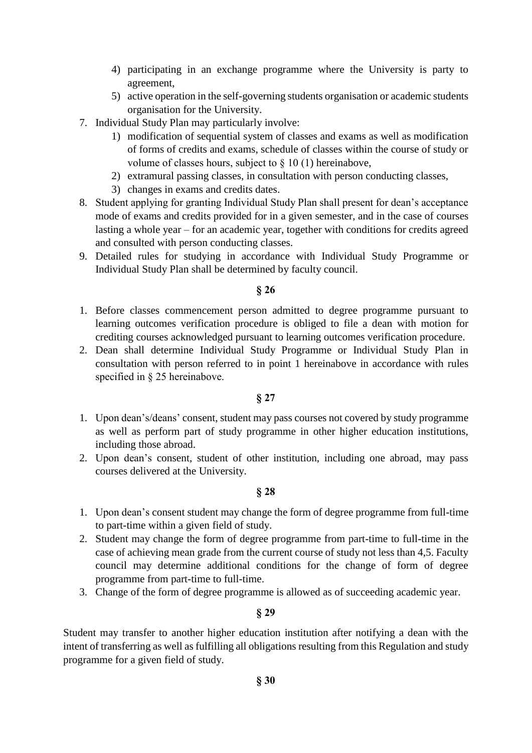4) participating in an exchange programme where the University is party to agreement,
   5) active operation in the self-governing students organisation or academic students organisation for the University.
7. Individual Study Plan may particularly involve:
   1) modification of sequential system of classes and exams as well as modification of forms of credits and exams, schedule of classes within the course of study or volume of classes hours, subject to § 10 (1) hereinabove,
   2) extramural passing classes, in consultation with person conducting classes,
   3) changes in exams and credits dates.
8. Student applying for granting Individual Study Plan shall present for dean's acceptance mode of exams and credits provided for in a given semester, and in the case of courses lasting a whole year – for an academic year, together with conditions for credits agreed and consulted with person conducting classes.
9. Detailed rules for studying in accordance with Individual Study Programme or Individual Study Plan shall be determined by faculty council.

**§ 26**

1. Before classes commencement person admitted to degree programme pursuant to learning outcomes verification procedure is obliged to file a dean with motion for crediting courses acknowledged pursuant to learning outcomes verification procedure.
2. Dean shall determine Individual Study Programme or Individual Study Plan in consultation with person referred to in point 1 hereinabove in accordance with rules specified in § 25 hereinabove.

**§ 27**

1. Upon dean's/deans' consent, student may pass courses not covered by study programme as well as perform part of study programme in other higher education institutions, including those abroad.
2. Upon dean's consent, student of other institution, including one abroad, may pass courses delivered at the University.

**§ 28**

1. Upon dean's consent student may change the form of degree programme from full-time to part-time within a given field of study.
2. Student may change the form of degree programme from part-time to full-time in the case of achieving mean grade from the current course of study not less than 4,5. Faculty council may determine additional conditions for the change of form of degree programme from part-time to full-time.
3. Change of the form of degree programme is allowed as of succeeding academic year.

**§ 29**

Student may transfer to another higher education institution after notifying a dean with the intent of transferring as well as fulfilling all obligations resulting from this Regulation and study programme for a given field of study.

**§ 30**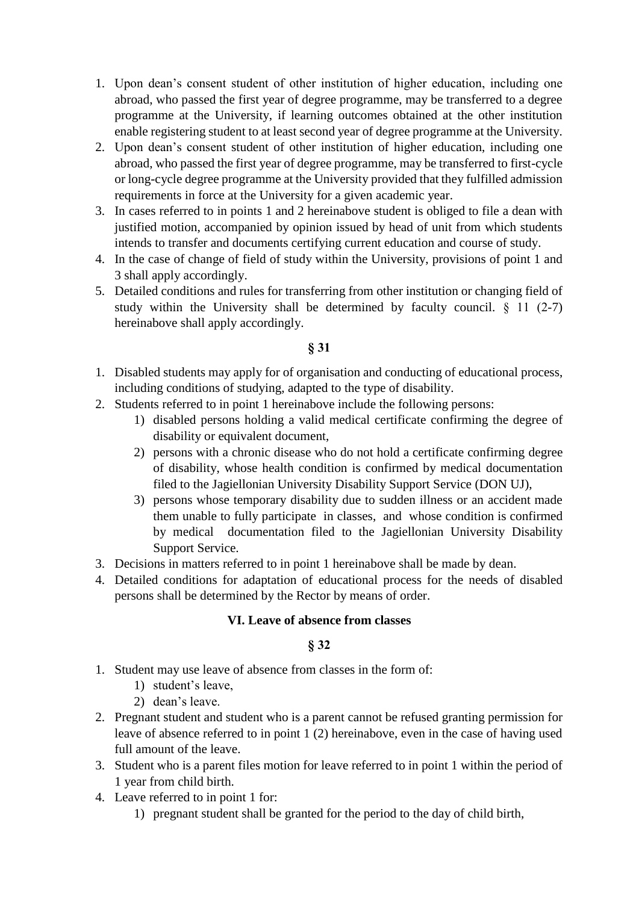1. Upon dean's consent student of other institution of higher education, including one abroad, who passed the first year of degree programme, may be transferred to a degree programme at the University, if learning outcomes obtained at the other institution enable registering student to at least second year of degree programme at the University.
2. Upon dean's consent student of other institution of higher education, including one abroad, who passed the first year of degree programme, may be transferred to first-cycle or long-cycle degree programme at the University provided that they fulfilled admission requirements in force at the University for a given academic year.
3. In cases referred to in points 1 and 2 hereinabove student is obliged to file a dean with justified motion, accompanied by opinion issued by head of unit from which students intends to transfer and documents certifying current education and course of study.
4. In the case of change of field of study within the University, provisions of point 1 and 3 shall apply accordingly.
5. Detailed conditions and rules for transferring from other institution or changing field of study within the University shall be determined by faculty council. § 11 (2-7) hereinabove shall apply accordingly.

**§ 31**

1. Disabled students may apply for of organisation and conducting of educational process, including conditions of studying, adapted to the type of disability.
2. Students referred to in point 1 hereinabove include the following persons:
   1) disabled persons holding a valid medical certificate confirming the degree of disability or equivalent document,
   2) persons with a chronic disease who do not hold a certificate confirming degree of disability, whose health condition is confirmed by medical documentation filed to the Jagiellonian University Disability Support Service (DON UJ),
   3) persons whose temporary disability due to sudden illness or an accident made them unable to fully participate in classes, and whose condition is confirmed by medical documentation filed to the Jagiellonian University Disability Support Service.
3. Decisions in matters referred to in point 1 hereinabove shall be made by dean.
4. Detailed conditions for adaptation of educational process for the needs of disabled persons shall be determined by the Rector by means of order.

## VI. Leave of absence from classes

**§ 32**

1. Student may use leave of absence from classes in the form of:
   1) student's leave,
   2) dean's leave.
2. Pregnant student and student who is a parent cannot be refused granting permission for leave of absence referred to in point 1 (2) hereinabove, even in the case of having used full amount of the leave.
3. Student who is a parent files motion for leave referred to in point 1 within the period of 1 year from child birth.
4. Leave referred to in point 1 for:
   1) pregnant student shall be granted for the period to the day of child birth,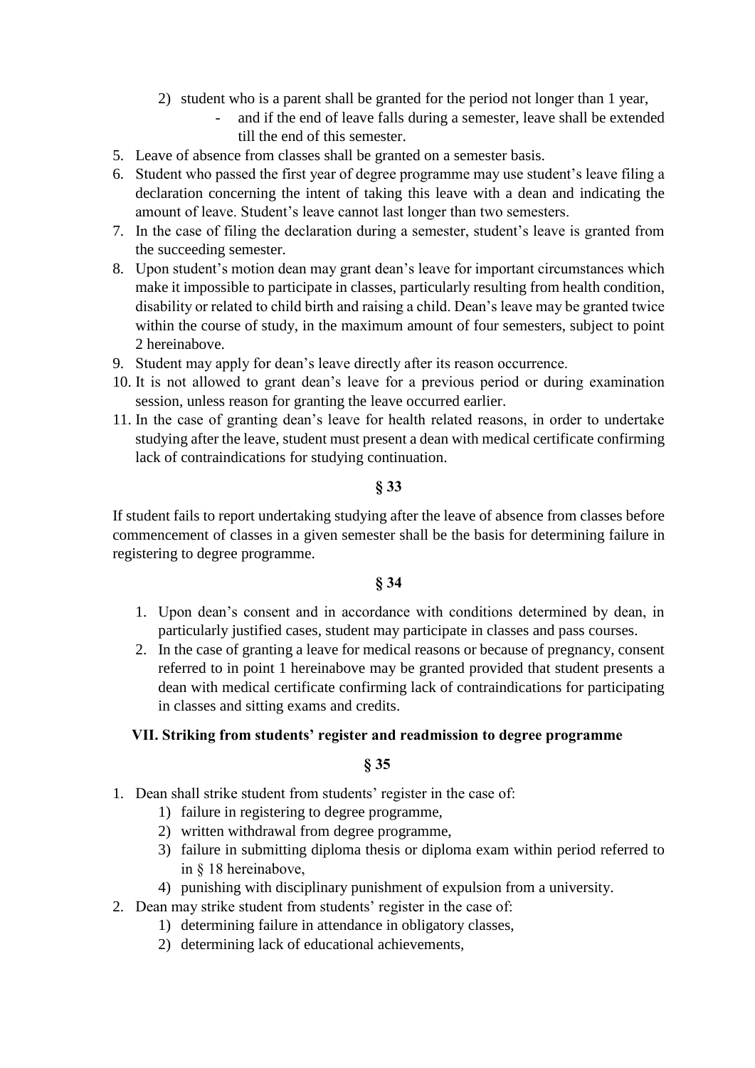2) student who is a parent shall be granted for the period not longer than 1 year,
      - and if the end of leave falls during a semester, leave shall be extended till the end of this semester.
5. Leave of absence from classes shall be granted on a semester basis.
6. Student who passed the first year of degree programme may use student's leave filing a declaration concerning the intent of taking this leave with a dean and indicating the amount of leave. Student's leave cannot last longer than two semesters.
7. In the case of filing the declaration during a semester, student's leave is granted from the succeeding semester.
8. Upon student's motion dean may grant dean's leave for important circumstances which make it impossible to participate in classes, particularly resulting from health condition, disability or related to child birth and raising a child. Dean's leave may be granted twice within the course of study, in the maximum amount of four semesters, subject to point 2 hereinabove.
9. Student may apply for dean's leave directly after its reason occurrence.
10. It is not allowed to grant dean's leave for a previous period or during examination session, unless reason for granting the leave occurred earlier.
11. In the case of granting dean's leave for health related reasons, in order to undertake studying after the leave, student must present a dean with medical certificate confirming lack of contraindications for studying continuation.

**§ 33**

If student fails to report undertaking studying after the leave of absence from classes before commencement of classes in a given semester shall be the basis for determining failure in registering to degree programme.

**§ 34**

1. Upon dean's consent and in accordance with conditions determined by dean, in particularly justified cases, student may participate in classes and pass courses.
2. In the case of granting a leave for medical reasons or because of pregnancy, consent referred to in point 1 hereinabove may be granted provided that student presents a dean with medical certificate confirming lack of contraindications for participating in classes and sitting exams and credits.

## VII. Striking from students' register and readmission to degree programme

**§ 35**

1. Dean shall strike student from students' register in the case of:
   1) failure in registering to degree programme,
   2) written withdrawal from degree programme,
   3) failure in submitting diploma thesis or diploma exam within period referred to in § 18 hereinabove,
   4) punishing with disciplinary punishment of expulsion from a university.
2. Dean may strike student from students' register in the case of:
   1) determining failure in attendance in obligatory classes,
   2) determining lack of educational achievements,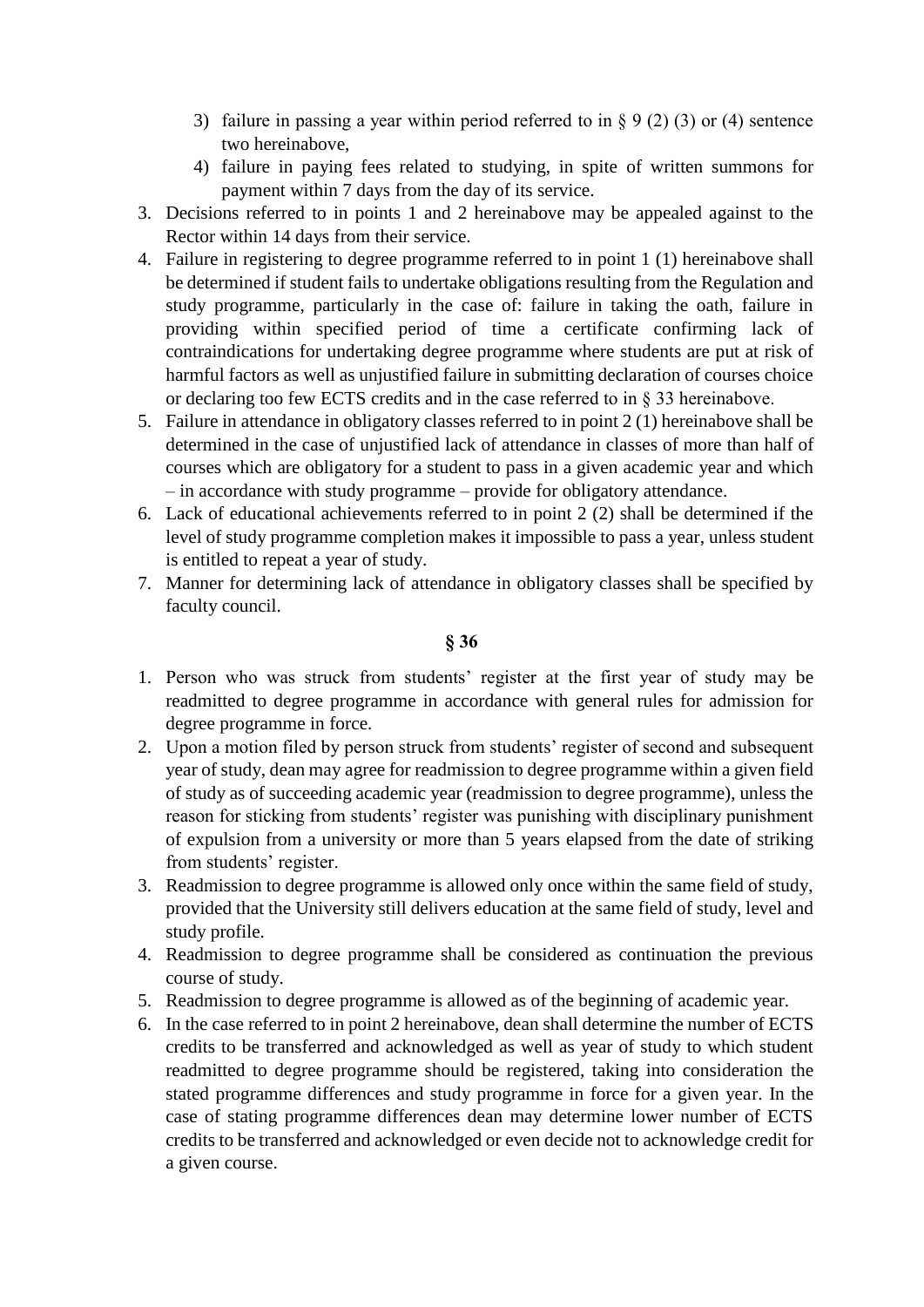3) failure in passing a year within period referred to in § 9 (2) (3) or (4) sentence two hereinabove,
   4) failure in paying fees related to studying, in spite of written summons for payment within 7 days from the day of its service.
3. Decisions referred to in points 1 and 2 hereinabove may be appealed against to the Rector within 14 days from their service.
4. Failure in registering to degree programme referred to in point 1 (1) hereinabove shall be determined if student fails to undertake obligations resulting from the Regulation and study programme, particularly in the case of: failure in taking the oath, failure in providing within specified period of time a certificate confirming lack of contraindications for undertaking degree programme where students are put at risk of harmful factors as well as unjustified failure in submitting declaration of courses choice or declaring too few ECTS credits and in the case referred to in § 33 hereinabove.
5. Failure in attendance in obligatory classes referred to in point 2 (1) hereinabove shall be determined in the case of unjustified lack of attendance in classes of more than half of courses which are obligatory for a student to pass in a given academic year and which – in accordance with study programme – provide for obligatory attendance.
6. Lack of educational achievements referred to in point 2 (2) shall be determined if the level of study programme completion makes it impossible to pass a year, unless student is entitled to repeat a year of study.
7. Manner for determining lack of attendance in obligatory classes shall be specified by faculty council.

**§ 36**

1. Person who was struck from students' register at the first year of study may be readmitted to degree programme in accordance with general rules for admission for degree programme in force.
2. Upon a motion filed by person struck from students' register of second and subsequent year of study, dean may agree for readmission to degree programme within a given field of study as of succeeding academic year (readmission to degree programme), unless the reason for sticking from students' register was punishing with disciplinary punishment of expulsion from a university or more than 5 years elapsed from the date of striking from students' register.
3. Readmission to degree programme is allowed only once within the same field of study, provided that the University still delivers education at the same field of study, level and study profile.
4. Readmission to degree programme shall be considered as continuation the previous course of study.
5. Readmission to degree programme is allowed as of the beginning of academic year.
6. In the case referred to in point 2 hereinabove, dean shall determine the number of ECTS credits to be transferred and acknowledged as well as year of study to which student readmitted to degree programme should be registered, taking into consideration the stated programme differences and study programme in force for a given year. In the case of stating programme differences dean may determine lower number of ECTS credits to be transferred and acknowledged or even decide not to acknowledge credit for a given course.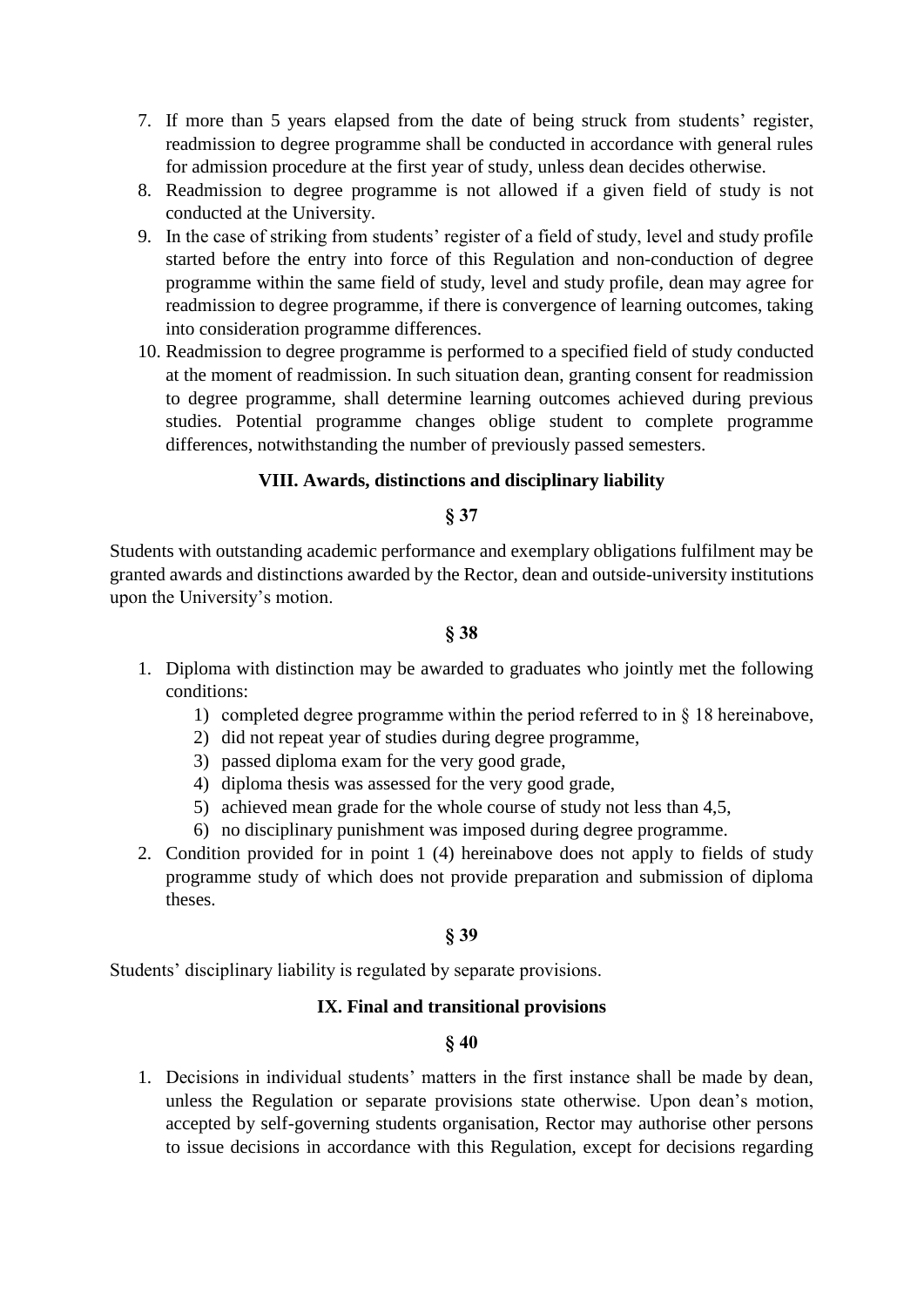7. If more than 5 years elapsed from the date of being struck from students' register, readmission to degree programme shall be conducted in accordance with general rules for admission procedure at the first year of study, unless dean decides otherwise.
8. Readmission to degree programme is not allowed if a given field of study is not conducted at the University.
9. In the case of striking from students' register of a field of study, level and study profile started before the entry into force of this Regulation and non-conduction of degree programme within the same field of study, level and study profile, dean may agree for readmission to degree programme, if there is convergence of learning outcomes, taking into consideration programme differences.
10. Readmission to degree programme is performed to a specified field of study conducted at the moment of readmission. In such situation dean, granting consent for readmission to degree programme, shall determine learning outcomes achieved during previous studies. Potential programme changes oblige student to complete programme differences, notwithstanding the number of previously passed semesters.

## VIII. Awards, distinctions and disciplinary liability

### § 37

Students with outstanding academic performance and exemplary obligations fulfilment may be granted awards and distinctions awarded by the Rector, dean and outside-university institutions upon the University's motion.

### § 38

1. Diploma with distinction may be awarded to graduates who jointly met the following conditions:
   1) completed degree programme within the period referred to in § 18 hereinabove,
   2) did not repeat year of studies during degree programme,
   3) passed diploma exam for the very good grade,
   4) diploma thesis was assessed for the very good grade,
   5) achieved mean grade for the whole course of study not less than 4,5,
   6) no disciplinary punishment was imposed during degree programme.
2. Condition provided for in point 1 (4) hereinabove does not apply to fields of study programme study of which does not provide preparation and submission of diploma theses.

### § 39

Students' disciplinary liability is regulated by separate provisions.

## IX. Final and transitional provisions

### § 40

1. Decisions in individual students' matters in the first instance shall be made by dean, unless the Regulation or separate provisions state otherwise. Upon dean's motion, accepted by self-governing students organisation, Rector may authorise other persons to issue decisions in accordance with this Regulation, except for decisions regarding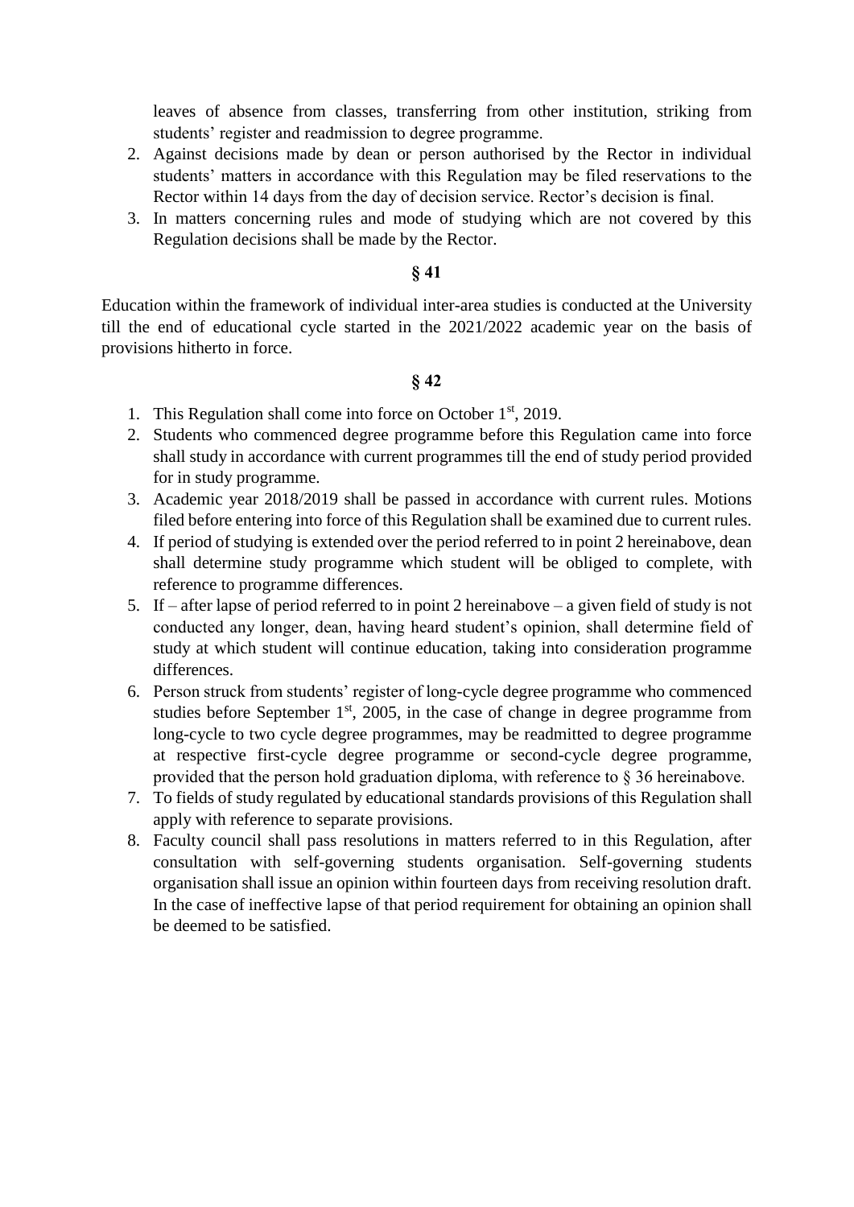leaves of absence from classes, transferring from other institution, striking from students' register and readmission to degree programme.

2. Against decisions made by dean or person authorised by the Rector in individual students' matters in accordance with this Regulation may be filed reservations to the Rector within 14 days from the day of decision service. Rector's decision is final.
3. In matters concerning rules and mode of studying which are not covered by this Regulation decisions shall be made by the Rector.

**§ 41**

Education within the framework of individual inter-area studies is conducted at the University till the end of educational cycle started in the 2021/2022 academic year on the basis of provisions hitherto in force.

**§ 42**

1. This Regulation shall come into force on October 1st, 2019.
2. Students who commenced degree programme before this Regulation came into force shall study in accordance with current programmes till the end of study period provided for in study programme.
3. Academic year 2018/2019 shall be passed in accordance with current rules. Motions filed before entering into force of this Regulation shall be examined due to current rules.
4. If period of studying is extended over the period referred to in point 2 hereinabove, dean shall determine study programme which student will be obliged to complete, with reference to programme differences.
5. If – after lapse of period referred to in point 2 hereinabove – a given field of study is not conducted any longer, dean, having heard student's opinion, shall determine field of study at which student will continue education, taking into consideration programme differences.
6. Person struck from students' register of long-cycle degree programme who commenced studies before September 1st, 2005, in the case of change in degree programme from long-cycle to two cycle degree programmes, may be readmitted to degree programme at respective first-cycle degree programme or second-cycle degree programme, provided that the person hold graduation diploma, with reference to § 36 hereinabove.
7. To fields of study regulated by educational standards provisions of this Regulation shall apply with reference to separate provisions.
8. Faculty council shall pass resolutions in matters referred to in this Regulation, after consultation with self-governing students organisation. Self-governing students organisation shall issue an opinion within fourteen days from receiving resolution draft. In the case of ineffective lapse of that period requirement for obtaining an opinion shall be deemed to be satisfied.